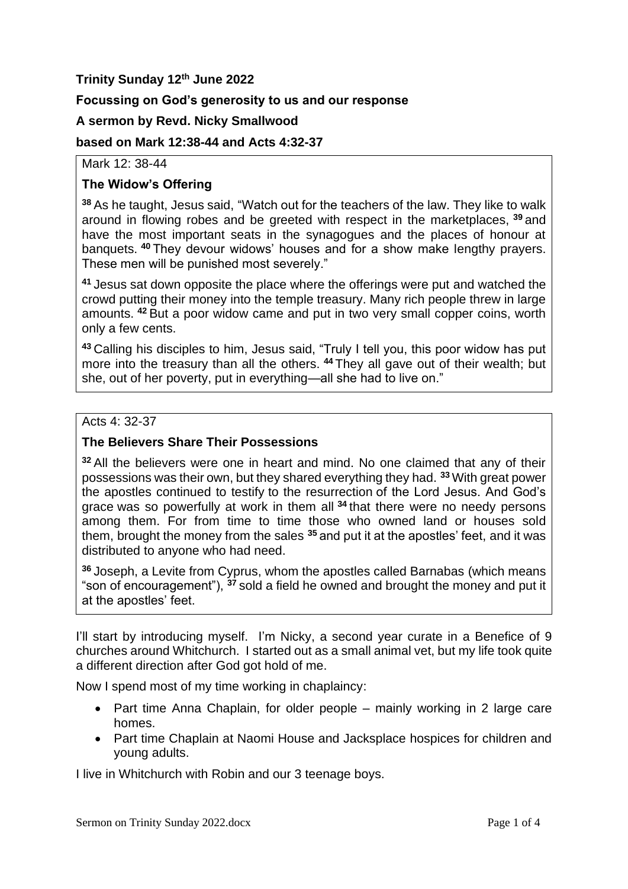**Trinity Sunday 12th June 2022**

**Focussing on God's generosity to us and our response**

**A sermon by Revd. Nicky Smallwood**

**based on Mark 12:38-44 and Acts 4:32-37**

Mark 12: 38-44

**The Widow's Offering**

**38** As he taught, Jesus said, "Watch out for the teachers of the law. They like to walk around in flowing robes and be greeted with respect in the marketplaces, **39** and have the most important seats in the synagogues and the places of honour at banquets. **40** They devour widows' houses and for a show make lengthy prayers. These men will be punished most severely."

**41** Jesus sat down opposite the place where the offerings were put and watched the crowd putting their money into the temple treasury. Many rich people threw in large amounts. **42** But a poor widow came and put in two very small copper coins, worth only a few cents.

**43** Calling his disciples to him, Jesus said, "Truly I tell you, this poor widow has put more into the treasury than all the others. **44** They all gave out of their wealth; but she, out of her poverty, put in everything—all she had to live on."

Acts 4: 32-37

**The Believers Share Their Possessions**

**32** All the believers were one in heart and mind. No one claimed that any of their possessions was their own, but they shared everything they had. **33** With great power the apostles continued to testify to the resurrection of the Lord Jesus. And God's grace was so powerfully at work in them all **34** that there were no needy persons among them. For from time to time those who owned land or houses sold them, brought the money from the sales **35** and put it at the apostles' feet, and it was distributed to anyone who had need.

**36** Joseph, a Levite from Cyprus, whom the apostles called Barnabas (which means "son of encouragement"), **37** sold a field he owned and brought the money and put it at the apostles' feet.

I'll start by introducing myself. I'm Nicky, a second year curate in a Benefice of 9 churches around Whitchurch. I started out as a small animal vet, but my life took quite a different direction after God got hold of me.

Now I spend most of my time working in chaplaincy:

- Part time Anna Chaplain, for older people – mainly working in 2 large care homes.
- Part time Chaplain at Naomi House and Jacksplace hospices for children and young adults.

I live in Whitchurch with Robin and our 3 teenage boys.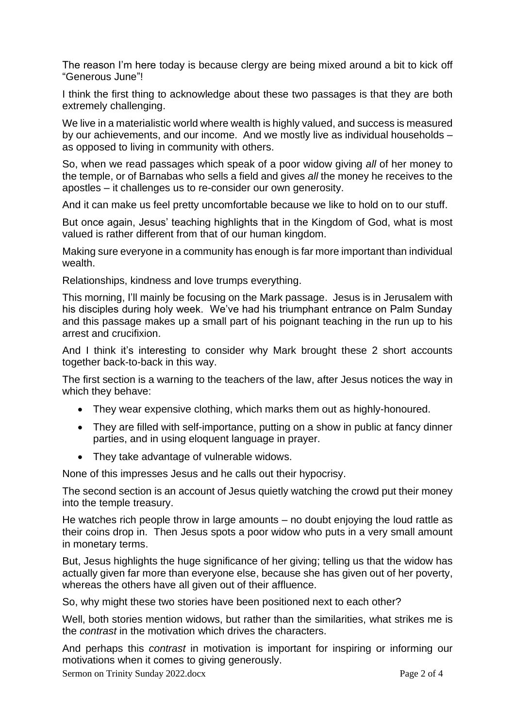The reason I'm here today is because clergy are being mixed around a bit to kick off "Generous June"!

I think the first thing to acknowledge about these two passages is that they are both extremely challenging.

We live in a materialistic world where wealth is highly valued, and success is measured by our achievements, and our income. And we mostly live as individual households – as opposed to living in community with others.

So, when we read passages which speak of a poor widow giving *all* of her money to the temple, or of Barnabas who sells a field and gives *all* the money he receives to the apostles – it challenges us to re-consider our own generosity.

And it can make us feel pretty uncomfortable because we like to hold on to our stuff.

But once again, Jesus' teaching highlights that in the Kingdom of God, what is most valued is rather different from that of our human kingdom.

Making sure everyone in a community has enough is far more important than individual wealth.

Relationships, kindness and love trumps everything.

This morning, I'll mainly be focusing on the Mark passage. Jesus is in Jerusalem with his disciples during holy week. We've had his triumphant entrance on Palm Sunday and this passage makes up a small part of his poignant teaching in the run up to his arrest and crucifixion.

And I think it's interesting to consider why Mark brought these 2 short accounts together back-to-back in this way.

The first section is a warning to the teachers of the law, after Jesus notices the way in which they behave:

- They wear expensive clothing, which marks them out as highly-honoured.
- They are filled with self-importance, putting on a show in public at fancy dinner parties, and in using eloquent language in prayer.
- They take advantage of vulnerable widows.

None of this impresses Jesus and he calls out their hypocrisy.

The second section is an account of Jesus quietly watching the crowd put their money into the temple treasury.

He watches rich people throw in large amounts – no doubt enjoying the loud rattle as their coins drop in. Then Jesus spots a poor widow who puts in a very small amount in monetary terms.

But, Jesus highlights the huge significance of her giving; telling us that the widow has actually given far more than everyone else, because she has given out of her poverty, whereas the others have all given out of their affluence.

So, why might these two stories have been positioned next to each other?

Well, both stories mention widows, but rather than the similarities, what strikes me is the *contrast* in the motivation which drives the characters.

And perhaps this *contrast* in motivation is important for inspiring or informing our motivations when it comes to giving generously.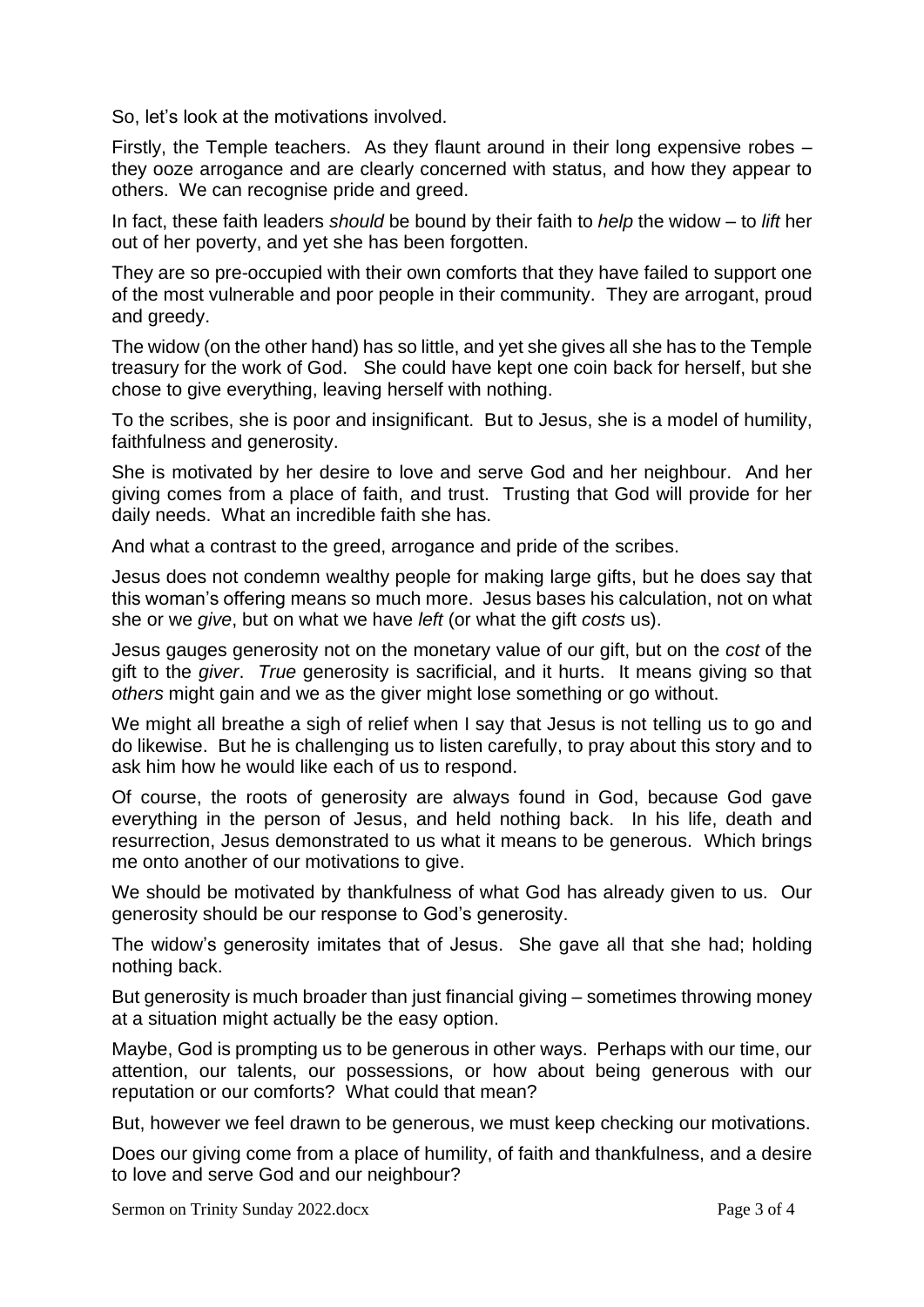So, let's look at the motivations involved.

Firstly, the Temple teachers. As they flaunt around in their long expensive robes – they ooze arrogance and are clearly concerned with status, and how they appear to others. We can recognise pride and greed.

In fact, these faith leaders *should* be bound by their faith to *help* the widow – to *lift* her out of her poverty, and yet she has been forgotten.

They are so pre-occupied with their own comforts that they have failed to support one of the most vulnerable and poor people in their community. They are arrogant, proud and greedy.

The widow (on the other hand) has so little, and yet she gives all she has to the Temple treasury for the work of God. She could have kept one coin back for herself, but she chose to give everything, leaving herself with nothing.

To the scribes, she is poor and insignificant. But to Jesus, she is a model of humility, faithfulness and generosity.

She is motivated by her desire to love and serve God and her neighbour. And her giving comes from a place of faith, and trust. Trusting that God will provide for her daily needs. What an incredible faith she has.

And what a contrast to the greed, arrogance and pride of the scribes.

Jesus does not condemn wealthy people for making large gifts, but he does say that this woman's offering means so much more. Jesus bases his calculation, not on what she or we *give*, but on what we have *left* (or what the gift *costs* us).

Jesus gauges generosity not on the monetary value of our gift, but on the *cost* of the gift to the *giver*. *True* generosity is sacrificial, and it hurts. It means giving so that *others* might gain and we as the giver might lose something or go without.

We might all breathe a sigh of relief when I say that Jesus is not telling us to go and do likewise. But he is challenging us to listen carefully, to pray about this story and to ask him how he would like each of us to respond.

Of course, the roots of generosity are always found in God, because God gave everything in the person of Jesus, and held nothing back. In his life, death and resurrection, Jesus demonstrated to us what it means to be generous. Which brings me onto another of our motivations to give.

We should be motivated by thankfulness of what God has already given to us. Our generosity should be our response to God's generosity.

The widow's generosity imitates that of Jesus. She gave all that she had; holding nothing back.

But generosity is much broader than just financial giving – sometimes throwing money at a situation might actually be the easy option.

Maybe, God is prompting us to be generous in other ways. Perhaps with our time, our attention, our talents, our possessions, or how about being generous with our reputation or our comforts? What could that mean?

But, however we feel drawn to be generous, we must keep checking our motivations.

Does our giving come from a place of humility, of faith and thankfulness, and a desire to love and serve God and our neighbour?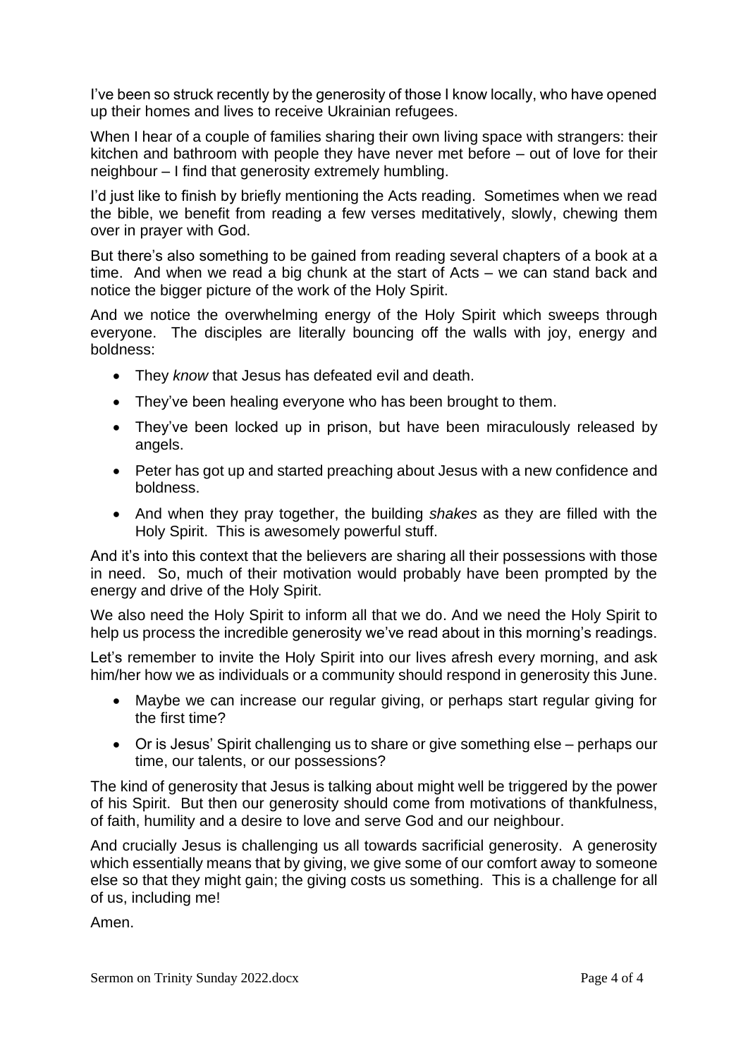I've been so struck recently by the generosity of those I know locally, who have opened up their homes and lives to receive Ukrainian refugees.

When I hear of a couple of families sharing their own living space with strangers: their kitchen and bathroom with people they have never met before – out of love for their neighbour – I find that generosity extremely humbling.

I'd just like to finish by briefly mentioning the Acts reading. Sometimes when we read the bible, we benefit from reading a few verses meditatively, slowly, chewing them over in prayer with God.

But there's also something to be gained from reading several chapters of a book at a time. And when we read a big chunk at the start of Acts – we can stand back and notice the bigger picture of the work of the Holy Spirit.

And we notice the overwhelming energy of the Holy Spirit which sweeps through everyone. The disciples are literally bouncing off the walls with joy, energy and boldness:

- They *know* that Jesus has defeated evil and death.
- They've been healing everyone who has been brought to them.
- They've been locked up in prison, but have been miraculously released by angels.
- Peter has got up and started preaching about Jesus with a new confidence and boldness.
- And when they pray together, the building *shakes* as they are filled with the Holy Spirit. This is awesomely powerful stuff.

And it's into this context that the believers are sharing all their possessions with those in need. So, much of their motivation would probably have been prompted by the energy and drive of the Holy Spirit.

We also need the Holy Spirit to inform all that we do. And we need the Holy Spirit to help us process the incredible generosity we've read about in this morning's readings.

Let's remember to invite the Holy Spirit into our lives afresh every morning, and ask him/her how we as individuals or a community should respond in generosity this June.

- Maybe we can increase our regular giving, or perhaps start regular giving for the first time?
- Or is Jesus' Spirit challenging us to share or give something else – perhaps our time, our talents, or our possessions?

The kind of generosity that Jesus is talking about might well be triggered by the power of his Spirit. But then our generosity should come from motivations of thankfulness, of faith, humility and a desire to love and serve God and our neighbour.

And crucially Jesus is challenging us all towards sacrificial generosity. A generosity which essentially means that by giving, we give some of our comfort away to someone else so that they might gain; the giving costs us something. This is a challenge for all of us, including me!

Amen.